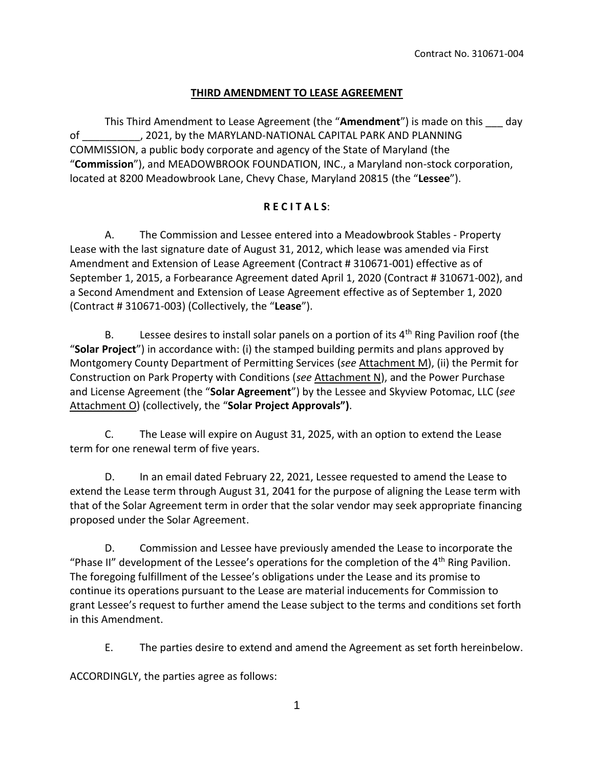Contract No. 310671-004

# THIRD AMENDMENT TO LEASE AGREEMENT

This Third Amendment to Lease Agreement (the "**Amendment**") is made on this ___ day of __________, 2021, by the MARYLAND-NATIONAL CAPITAL PARK AND PLANNING COMMISSION, a public body corporate and agency of the State of Maryland (the "**Commission**"), and MEADOWBROOK FOUNDATION, INC., a Maryland non-stock corporation, located at 8200 Meadowbrook Lane, Chevy Chase, Maryland 20815 (the "**Lessee**").

## R E C I T A L S:

A. The Commission and Lessee entered into a Meadowbrook Stables - Property Lease with the last signature date of August 31, 2012, which lease was amended via First Amendment and Extension of Lease Agreement (Contract # 310671-001) effective as of September 1, 2015, a Forbearance Agreement dated April 1, 2020 (Contract # 310671-002), and a Second Amendment and Extension of Lease Agreement effective as of September 1, 2020 (Contract # 310671-003) (Collectively, the "**Lease**").

B. Lessee desires to install solar panels on a portion of its 4th Ring Pavilion roof (the "**Solar Project**") in accordance with: (i) the stamped building permits and plans approved by Montgomery County Department of Permitting Services (*see* Attachment M), (ii) the Permit for Construction on Park Property with Conditions (*see* Attachment N), and the Power Purchase and License Agreement (the "**Solar Agreement**") by the Lessee and Skyview Potomac, LLC (*see* Attachment O) (collectively, the "**Solar Project Approvals")**.

C. The Lease will expire on August 31, 2025, with an option to extend the Lease term for one renewal term of five years.

D. In an email dated February 22, 2021, Lessee requested to amend the Lease to extend the Lease term through August 31, 2041 for the purpose of aligning the Lease term with that of the Solar Agreement term in order that the solar vendor may seek appropriate financing proposed under the Solar Agreement.

D. Commission and Lessee have previously amended the Lease to incorporate the "Phase II" development of the Lessee's operations for the completion of the 4th Ring Pavilion. The foregoing fulfillment of the Lessee's obligations under the Lease and its promise to continue its operations pursuant to the Lease are material inducements for Commission to grant Lessee's request to further amend the Lease subject to the terms and conditions set forth in this Amendment.

E. The parties desire to extend and amend the Agreement as set forth hereinbelow.

ACCORDINGLY, the parties agree as follows: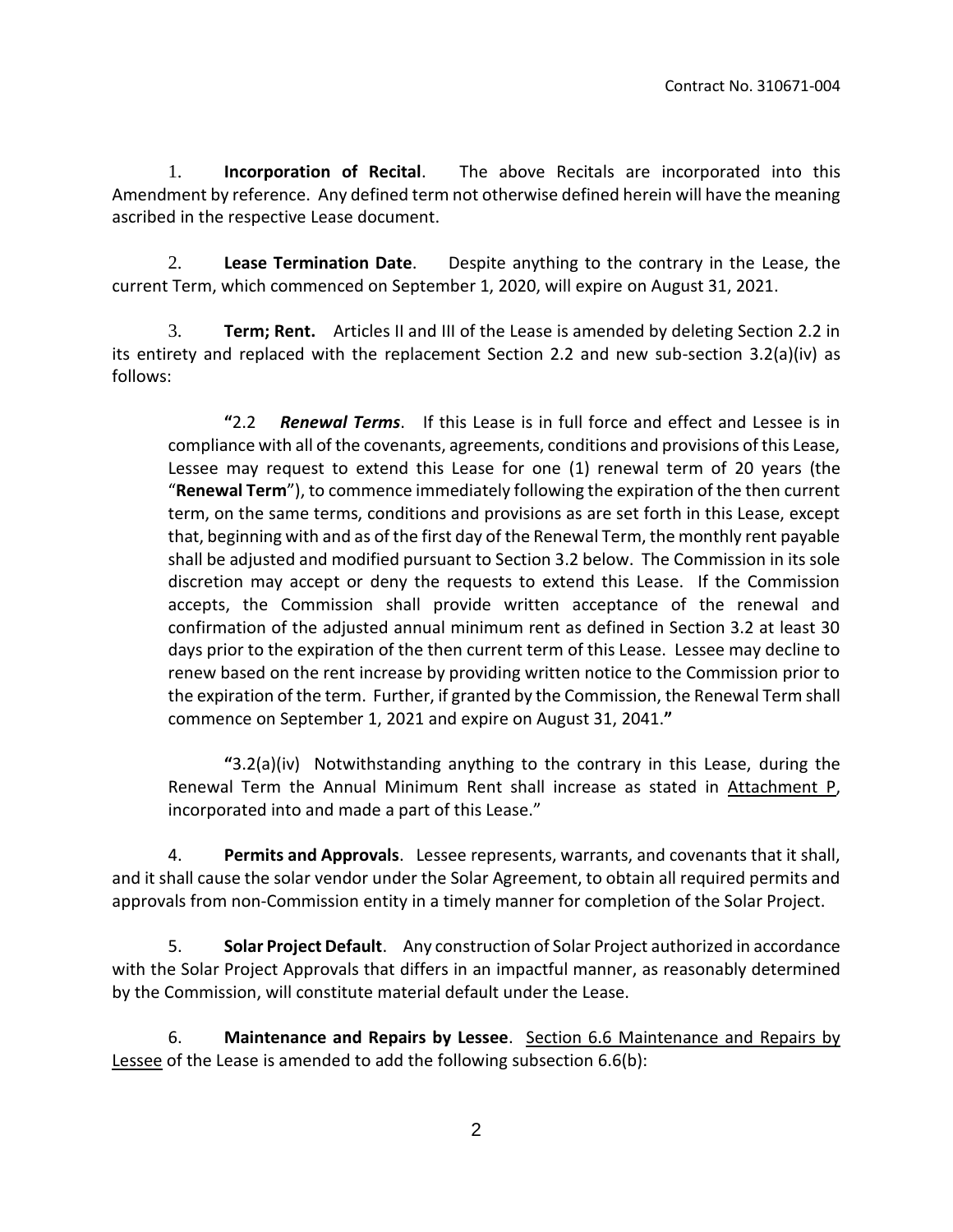Contract No. 310671-004

1. **Incorporation of Recital**. The above Recitals are incorporated into this Amendment by reference. Any defined term not otherwise defined herein will have the meaning ascribed in the respective Lease document.

2. **Lease Termination Date**. Despite anything to the contrary in the Lease, the current Term, which commenced on September 1, 2020, will expire on August 31, 2021.

3. **Term; Rent.** Articles II and III of the Lease is amended by deleting Section 2.2 in its entirety and replaced with the replacement Section 2.2 and new sub-section 3.2(a)(iv) as follows:

> **"**2.2 ***Renewal Terms***. If this Lease is in full force and effect and Lessee is in compliance with all of the covenants, agreements, conditions and provisions of this Lease, Lessee may request to extend this Lease for one (1) renewal term of 20 years (the "**Renewal Term**"), to commence immediately following the expiration of the then current term, on the same terms, conditions and provisions as are set forth in this Lease, except that, beginning with and as of the first day of the Renewal Term, the monthly rent payable shall be adjusted and modified pursuant to Section 3.2 below. The Commission in its sole discretion may accept or deny the requests to extend this Lease. If the Commission accepts, the Commission shall provide written acceptance of the renewal and confirmation of the adjusted annual minimum rent as defined in Section 3.2 at least 30 days prior to the expiration of the then current term of this Lease. Lessee may decline to renew based on the rent increase by providing written notice to the Commission prior to the expiration of the term. Further, if granted by the Commission, the Renewal Term shall commence on September 1, 2021 and expire on August 31, 2041.**"**
>
> **"**3.2(a)(iv) Notwithstanding anything to the contrary in this Lease, during the Renewal Term the Annual Minimum Rent shall increase as stated in Attachment P, incorporated into and made a part of this Lease."

4. **Permits and Approvals**. Lessee represents, warrants, and covenants that it shall, and it shall cause the solar vendor under the Solar Agreement, to obtain all required permits and approvals from non-Commission entity in a timely manner for completion of the Solar Project.

5. **Solar Project Default**. Any construction of Solar Project authorized in accordance with the Solar Project Approvals that differs in an impactful manner, as reasonably determined by the Commission, will constitute material default under the Lease.

6. **Maintenance and Repairs by Lessee**. Section 6.6 Maintenance and Repairs by Lessee of the Lease is amended to add the following subsection 6.6(b):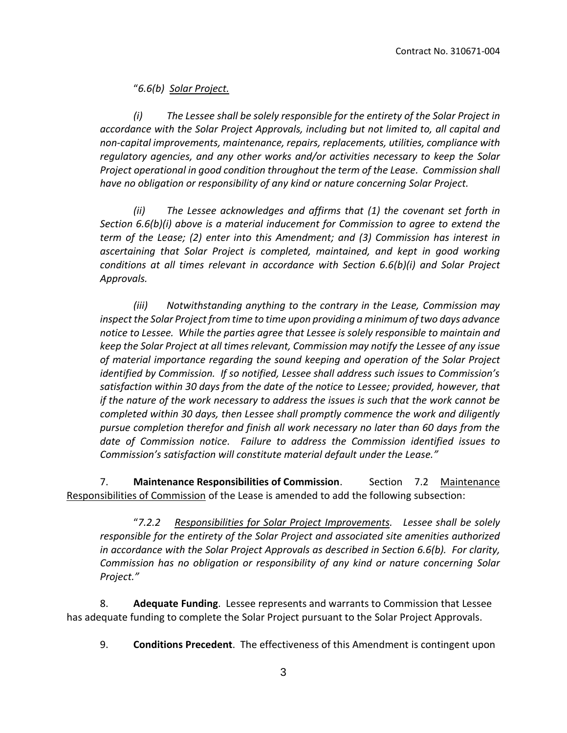"*6.6(b) Solar Project.*

*(i) The Lessee shall be solely responsible for the entirety of the Solar Project in accordance with the Solar Project Approvals, including but not limited to, all capital and non-capital improvements, maintenance, repairs, replacements, utilities, compliance with regulatory agencies, and any other works and/or activities necessary to keep the Solar Project operational in good condition throughout the term of the Lease. Commission shall have no obligation or responsibility of any kind or nature concerning Solar Project.*

*(ii) The Lessee acknowledges and affirms that (1) the covenant set forth in Section 6.6(b)(i) above is a material inducement for Commission to agree to extend the term of the Lease; (2) enter into this Amendment; and (3) Commission has interest in ascertaining that Solar Project is completed, maintained, and kept in good working conditions at all times relevant in accordance with Section 6.6(b)(i) and Solar Project Approvals.*

*(iii) Notwithstanding anything to the contrary in the Lease, Commission may inspect the Solar Project from time to time upon providing a minimum of two days advance notice to Lessee. While the parties agree that Lessee is solely responsible to maintain and keep the Solar Project at all times relevant, Commission may notify the Lessee of any issue of material importance regarding the sound keeping and operation of the Solar Project identified by Commission. If so notified, Lessee shall address such issues to Commission's satisfaction within 30 days from the date of the notice to Lessee; provided, however, that if the nature of the work necessary to address the issues is such that the work cannot be completed within 30 days, then Lessee shall promptly commence the work and diligently pursue completion therefor and finish all work necessary no later than 60 days from the date of Commission notice. Failure to address the Commission identified issues to Commission's satisfaction will constitute material default under the Lease."*

7. **Maintenance Responsibilities of Commission**. Section 7.2 Maintenance Responsibilities of Commission of the Lease is amended to add the following subsection:

"*7.2.2 Responsibilities for Solar Project Improvements. Lessee shall be solely responsible for the entirety of the Solar Project and associated site amenities authorized in accordance with the Solar Project Approvals as described in Section 6.6(b). For clarity, Commission has no obligation or responsibility of any kind or nature concerning Solar Project."*

8. **Adequate Funding**. Lessee represents and warrants to Commission that Lessee has adequate funding to complete the Solar Project pursuant to the Solar Project Approvals.

9. **Conditions Precedent**. The effectiveness of this Amendment is contingent upon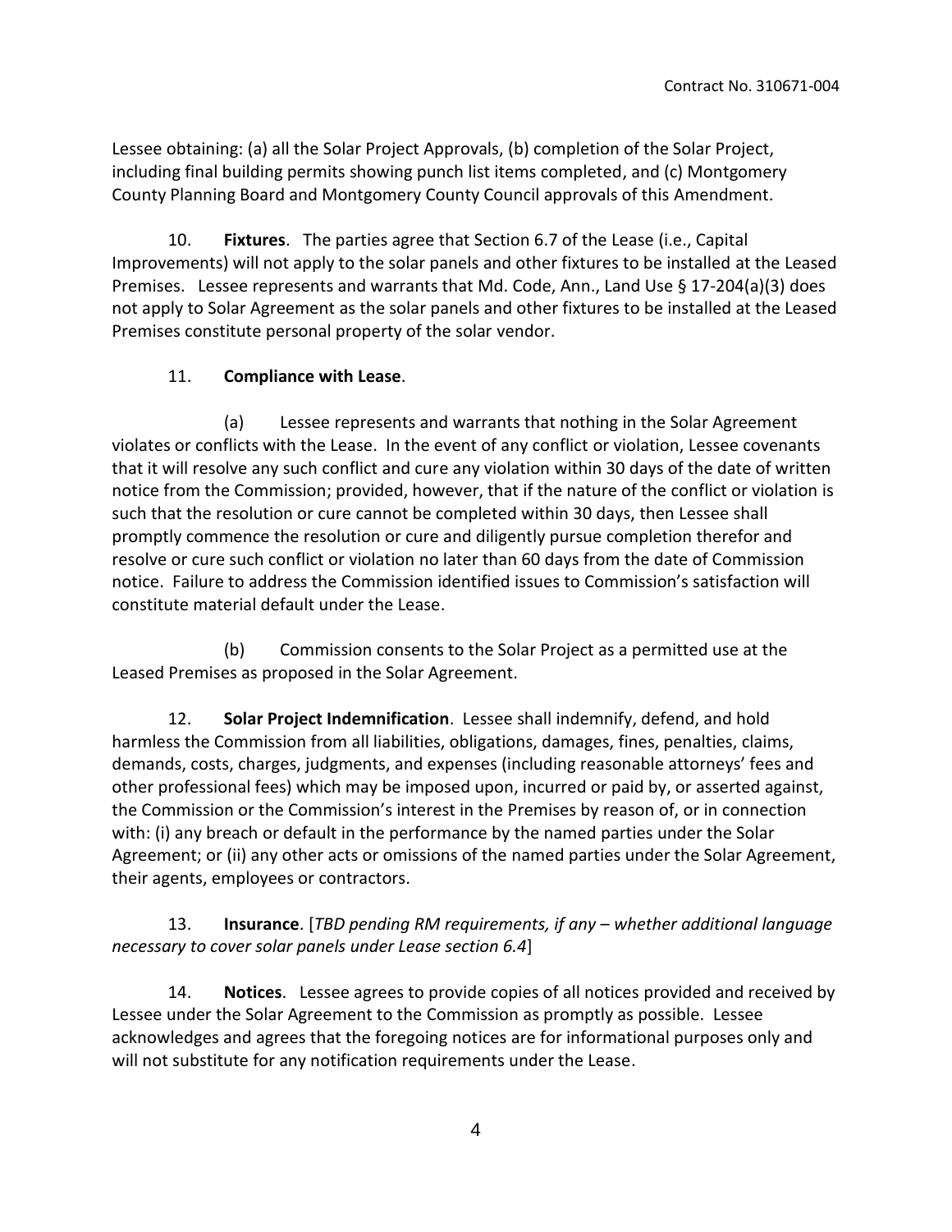Lessee obtaining: (a) all the Solar Project Approvals, (b) completion of the Solar Project, including final building permits showing punch list items completed, and (c) Montgomery County Planning Board and Montgomery County Council approvals of this Amendment.

10. **Fixtures**. The parties agree that Section 6.7 of the Lease (i.e., Capital Improvements) will not apply to the solar panels and other fixtures to be installed at the Leased Premises. Lessee represents and warrants that Md. Code, Ann., Land Use § 17-204(a)(3) does not apply to Solar Agreement as the solar panels and other fixtures to be installed at the Leased Premises constitute personal property of the solar vendor.

11. **Compliance with Lease**.

(a) Lessee represents and warrants that nothing in the Solar Agreement violates or conflicts with the Lease. In the event of any conflict or violation, Lessee covenants that it will resolve any such conflict and cure any violation within 30 days of the date of written notice from the Commission; provided, however, that if the nature of the conflict or violation is such that the resolution or cure cannot be completed within 30 days, then Lessee shall promptly commence the resolution or cure and diligently pursue completion therefor and resolve or cure such conflict or violation no later than 60 days from the date of Commission notice. Failure to address the Commission identified issues to Commission's satisfaction will constitute material default under the Lease.

(b) Commission consents to the Solar Project as a permitted use at the Leased Premises as proposed in the Solar Agreement.

12. **Solar Project Indemnification**. Lessee shall indemnify, defend, and hold harmless the Commission from all liabilities, obligations, damages, fines, penalties, claims, demands, costs, charges, judgments, and expenses (including reasonable attorneys' fees and other professional fees) which may be imposed upon, incurred or paid by, or asserted against, the Commission or the Commission's interest in the Premises by reason of, or in connection with: (i) any breach or default in the performance by the named parties under the Solar Agreement; or (ii) any other acts or omissions of the named parties under the Solar Agreement, their agents, employees or contractors.

13. **Insurance**. [*TBD pending RM requirements, if any – whether additional language necessary to cover solar panels under Lease section 6.4*]

14. **Notices**. Lessee agrees to provide copies of all notices provided and received by Lessee under the Solar Agreement to the Commission as promptly as possible. Lessee acknowledges and agrees that the foregoing notices are for informational purposes only and will not substitute for any notification requirements under the Lease.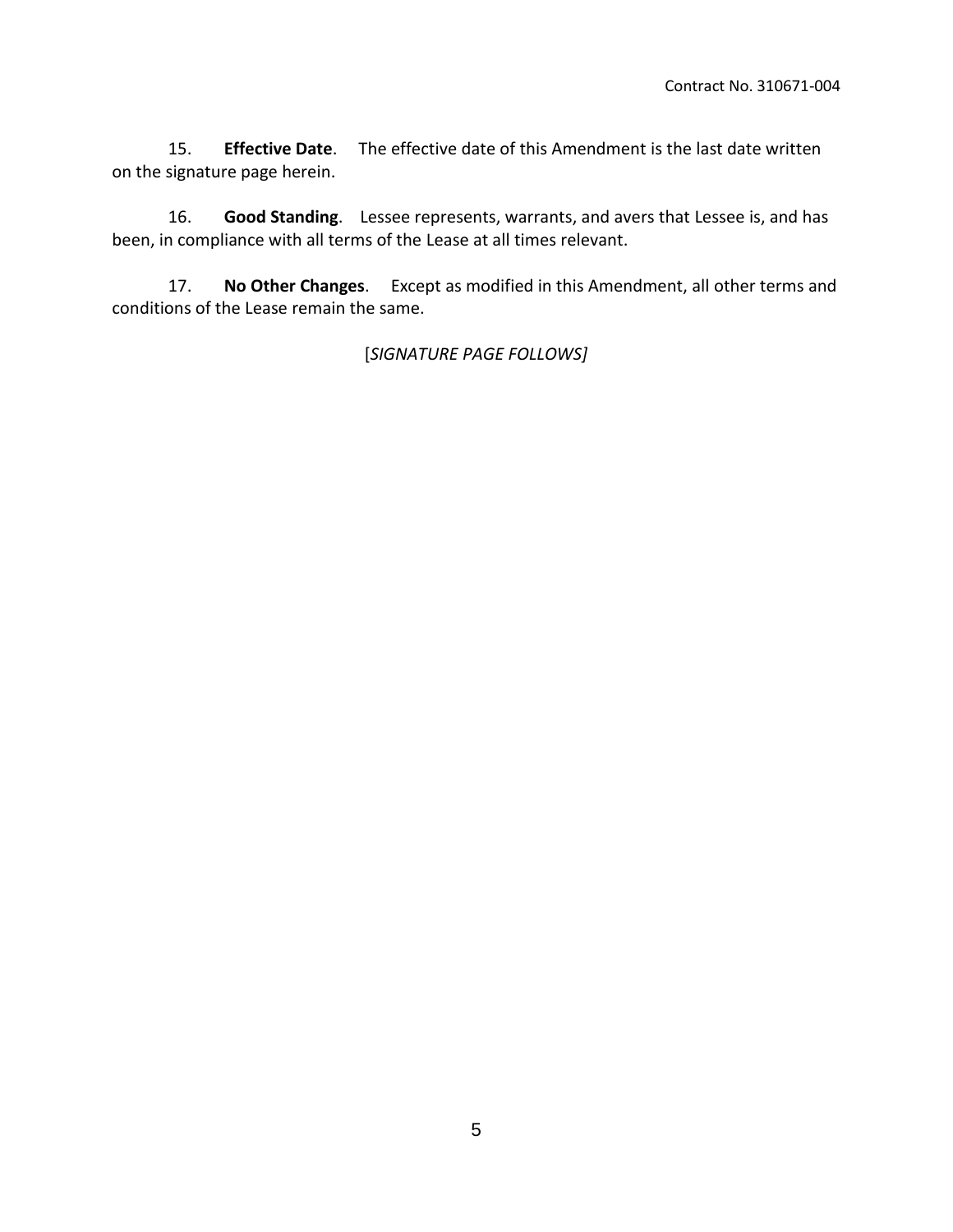15. **Effective Date**. The effective date of this Amendment is the last date written on the signature page herein.

16. **Good Standing**. Lessee represents, warrants, and avers that Lessee is, and has been, in compliance with all terms of the Lease at all times relevant.

17. **No Other Changes**. Except as modified in this Amendment, all other terms and conditions of the Lease remain the same.

[*SIGNATURE PAGE FOLLOWS]*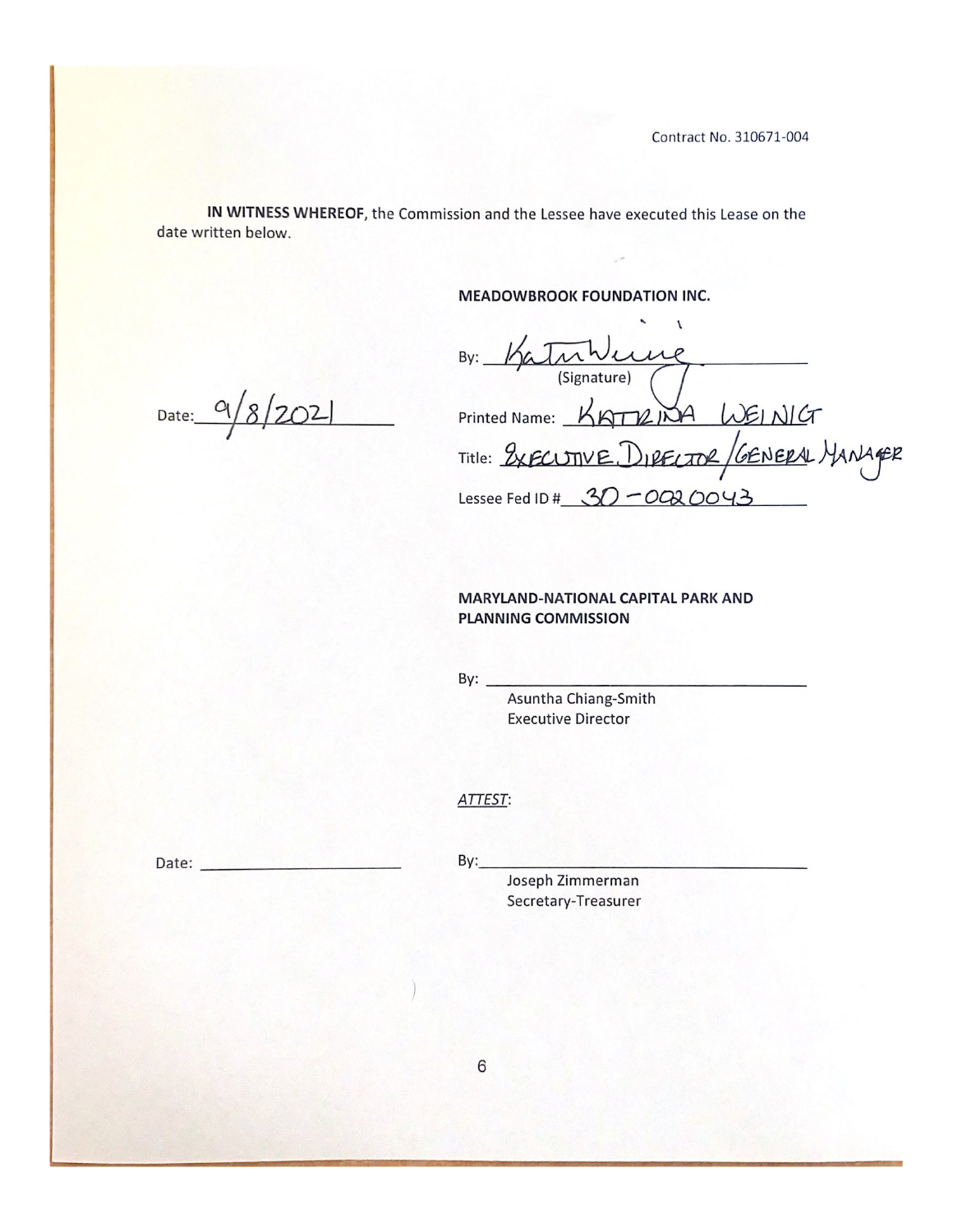Contract No. 310671-004

**IN WITNESS WHEREOF**, the Commission and the Lessee have executed this Lease on the date written below.

**MEADOWBROOK FOUNDATION INC.**

By: Katrina Weinig
(Signature)

Date: 9/8/2021

Printed Name: KATRINA WEINIG

Title: EXECUTIVE DIRECTOR / GENERAL MANAGER

Lessee Fed ID # 30-0020043

**MARYLAND-NATIONAL CAPITAL PARK AND PLANNING COMMISSION**

By: ______________________
Asuntha Chiang-Smith
Executive Director

*ATTEST*:

Date: ______________________

By: ______________________
Joseph Zimmerman
Secretary-Treasurer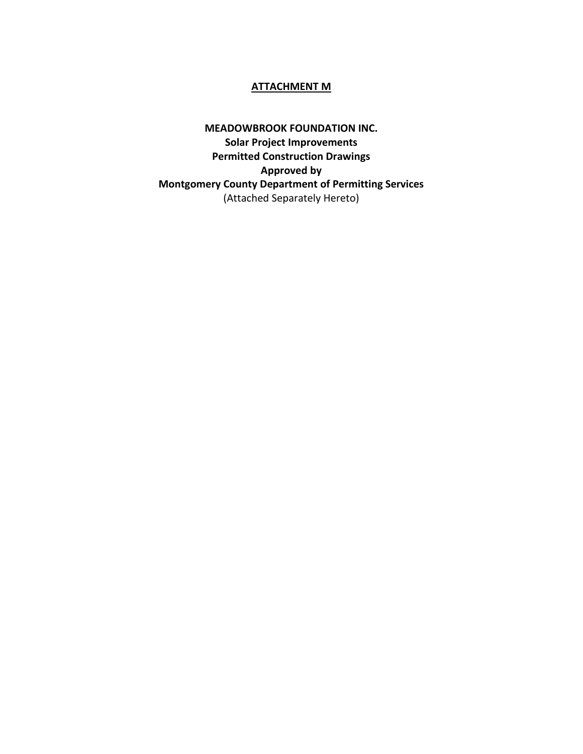## ATTACHMENT M

**MEADOWBROOK FOUNDATION INC.**
**Solar Project Improvements**
**Permitted Construction Drawings**
**Approved by**
**Montgomery County Department of Permitting Services**
(Attached Separately Hereto)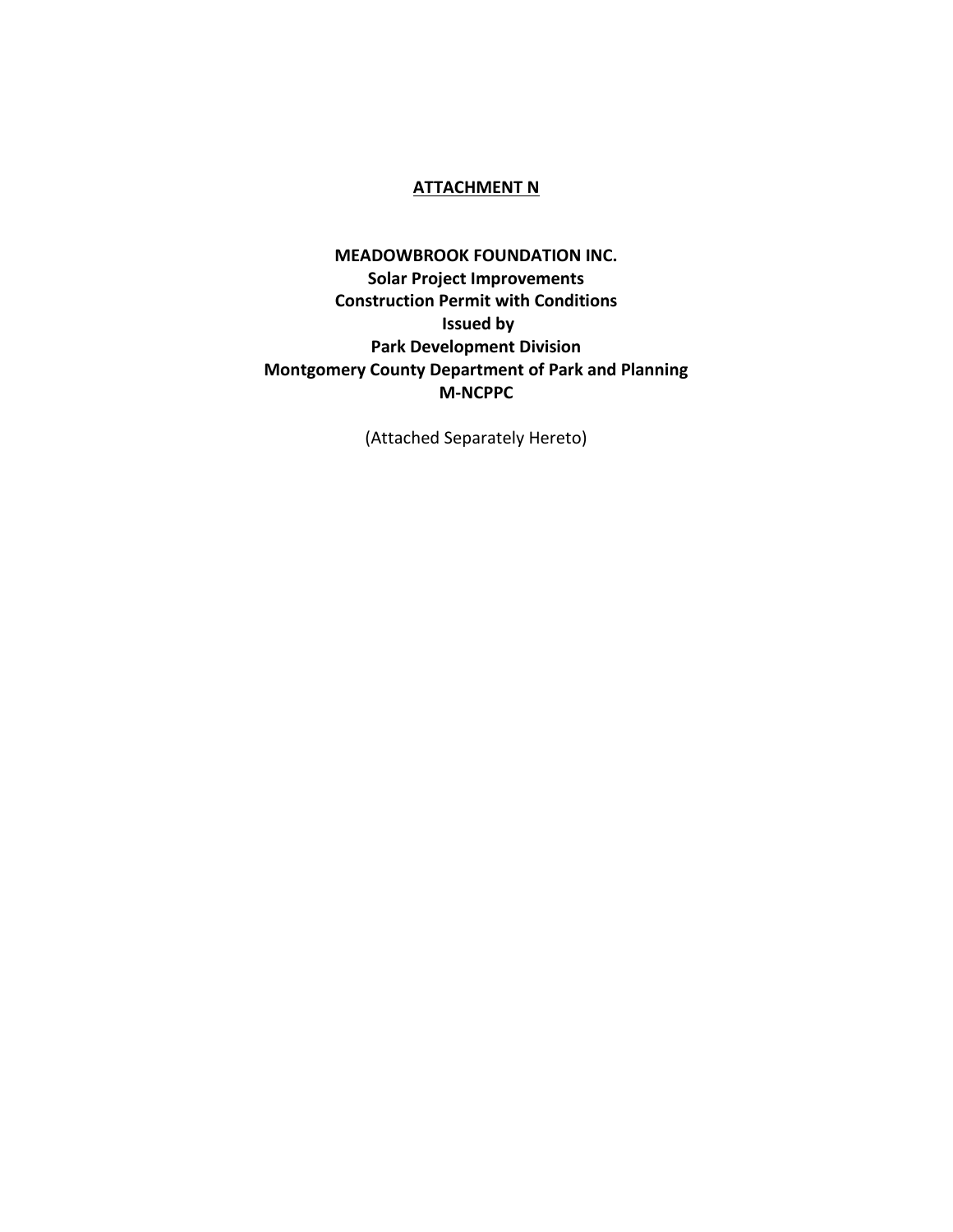# ATTACHMENT N

**MEADOWBROOK FOUNDATION INC.**
**Solar Project Improvements**
**Construction Permit with Conditions**
**Issued by**
**Park Development Division**
**Montgomery County Department of Park and Planning**
**M-NCPPC**

(Attached Separately Hereto)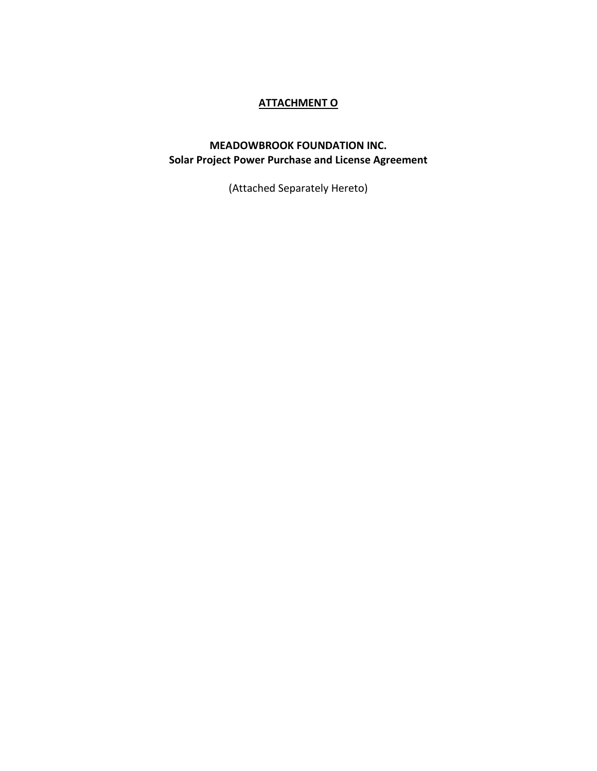## ATTACHMENT O

**MEADOWBROOK FOUNDATION INC.**
**Solar Project Power Purchase and License Agreement**

(Attached Separately Hereto)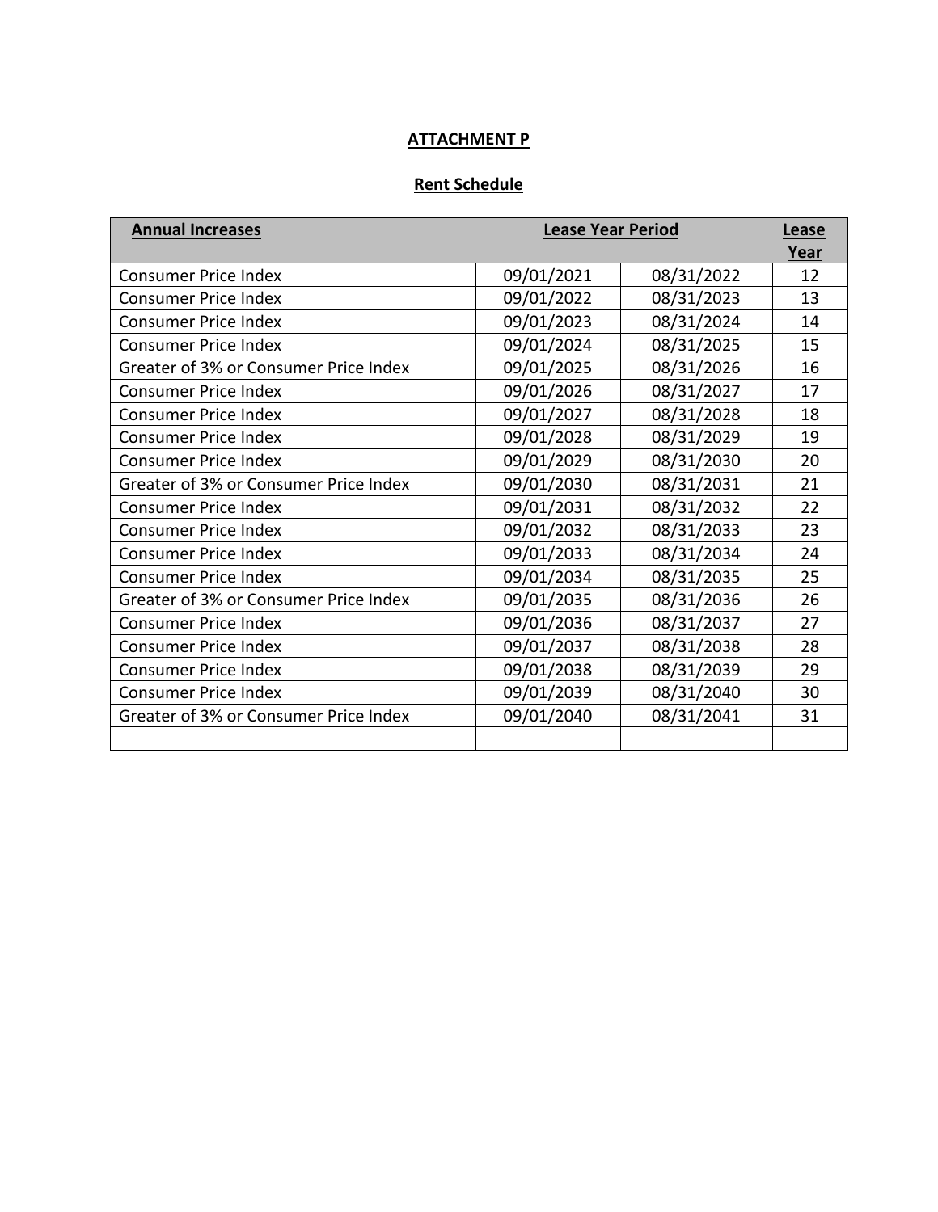**ATTACHMENT P**

**Rent Schedule**

| Annual Increases | Lease Year Period | | Lease Year |
|---|---|---|---|
| Consumer Price Index | 09/01/2021 | 08/31/2022 | 12 |
| Consumer Price Index | 09/01/2022 | 08/31/2023 | 13 |
| Consumer Price Index | 09/01/2023 | 08/31/2024 | 14 |
| Consumer Price Index | 09/01/2024 | 08/31/2025 | 15 |
| Greater of 3% or Consumer Price Index | 09/01/2025 | 08/31/2026 | 16 |
| Consumer Price Index | 09/01/2026 | 08/31/2027 | 17 |
| Consumer Price Index | 09/01/2027 | 08/31/2028 | 18 |
| Consumer Price Index | 09/01/2028 | 08/31/2029 | 19 |
| Consumer Price Index | 09/01/2029 | 08/31/2030 | 20 |
| Greater of 3% or Consumer Price Index | 09/01/2030 | 08/31/2031 | 21 |
| Consumer Price Index | 09/01/2031 | 08/31/2032 | 22 |
| Consumer Price Index | 09/01/2032 | 08/31/2033 | 23 |
| Consumer Price Index | 09/01/2033 | 08/31/2034 | 24 |
| Consumer Price Index | 09/01/2034 | 08/31/2035 | 25 |
| Greater of 3% or Consumer Price Index | 09/01/2035 | 08/31/2036 | 26 |
| Consumer Price Index | 09/01/2036 | 08/31/2037 | 27 |
| Consumer Price Index | 09/01/2037 | 08/31/2038 | 28 |
| Consumer Price Index | 09/01/2038 | 08/31/2039 | 29 |
| Consumer Price Index | 09/01/2039 | 08/31/2040 | 30 |
| Greater of 3% or Consumer Price Index | 09/01/2040 | 08/31/2041 | 31 |
| | | | |